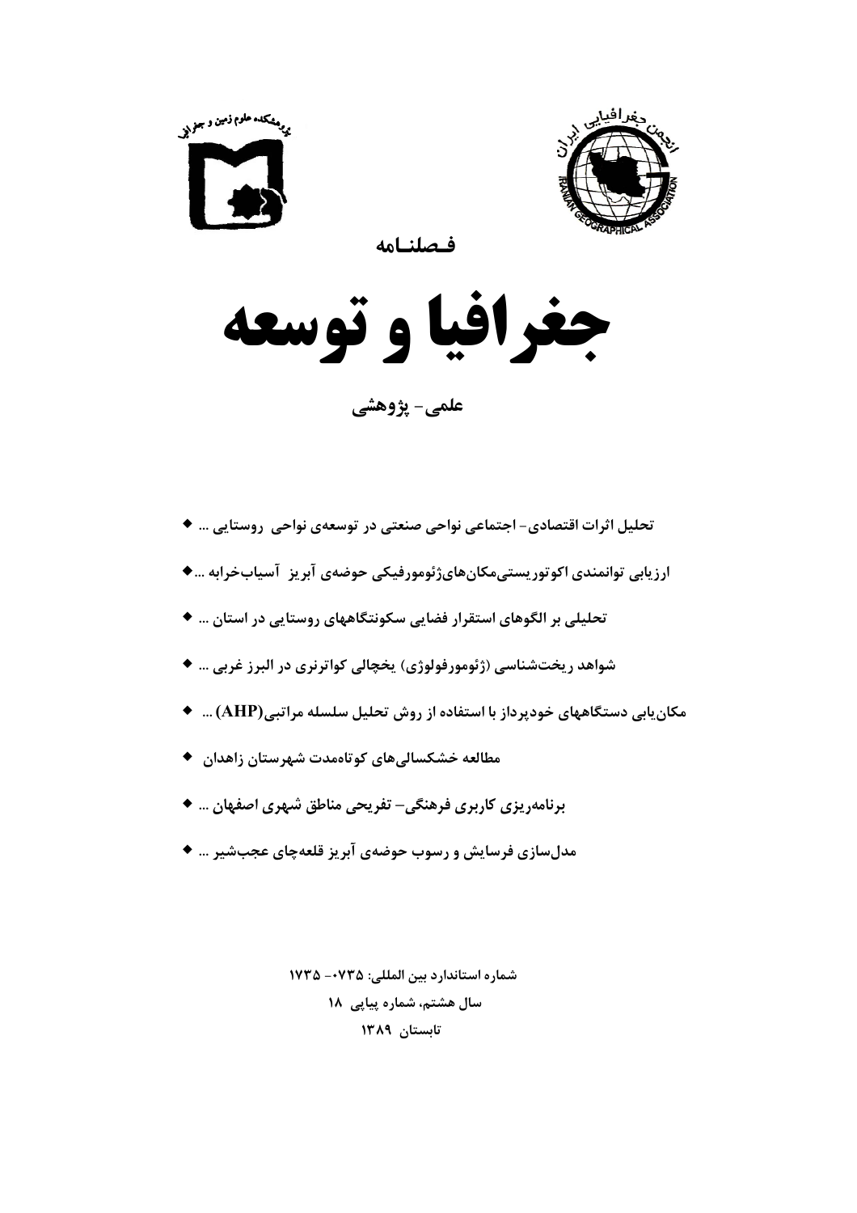پژوهشکده علوم زمین و جغرافیا

انجمن جغرافیایی ایران

IRANIAN GEOGRAPHICAL ASSOCIATION

فصلنامه

# جغرافیا و توسعه

**علمی- پژوهشی**

- **تحلیل اثرات اقتصادی- اجتماعی نواحی صنعتی در توسعه‌ی نواحی روستایی ...**
- **ارزیابی توانمندی اکوتوریستی‌مکان‌های‌ژئومورفیکی حوضه‌ی آبریز آسیاب‌خرابه ...**
- **تحلیلی بر الگوهای استقرار فضایی سکونتگاههای روستایی در استان ...**
- **شواهد ریخت‌شناسی (ژئومورفولوژی) یخچالی کواترنری در البرز غربی ...**
- **مکان‌یابی دستگاههای خودپرداز با استفاده از روش تحلیل سلسله مراتبی(AHP) ...**
- **مطالعه خشکسالی‌های کوتاه‌مدت شهرستان زاهدان**
- **برنامه‌ریزی کاربری فرهنگی– تفریحی مناطق شهری اصفهان ...**
- **مدل‌سازی فرسایش و رسوب حوضه‌ی آبریز قلعه‌چای عجب‌شیر ...**

شماره استاندارد بین المللی: ۰۷۳۵- ۱۷۳۵

سال هشتم، شماره پیاپی ۱۸

تابستان ۱۳۸۹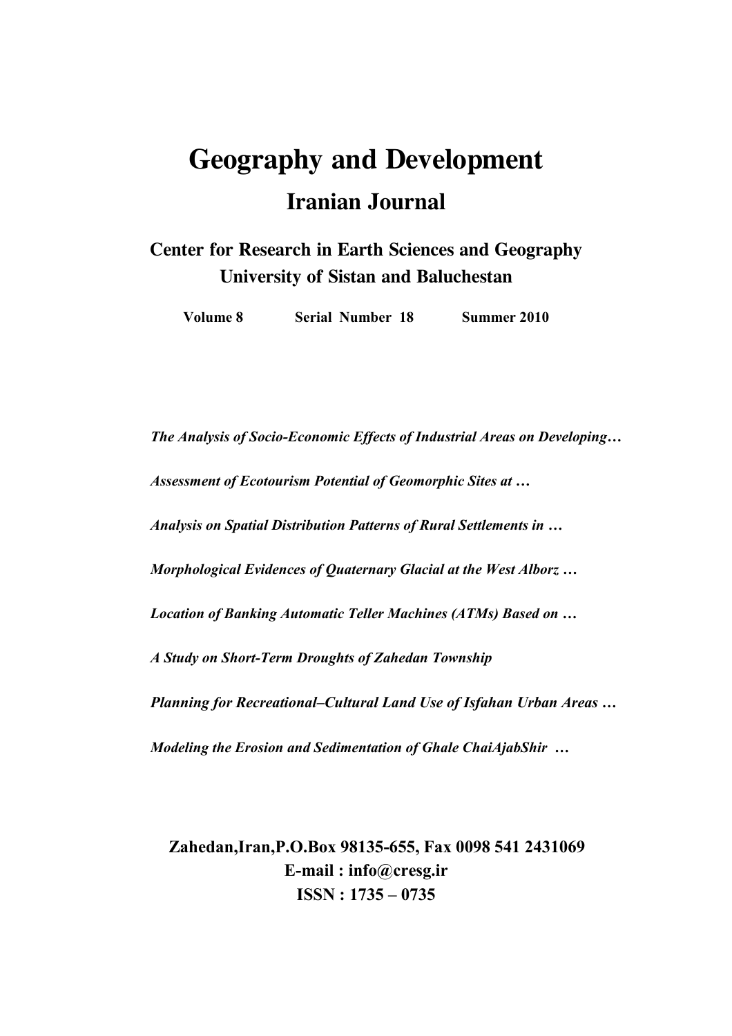# Geography and Development

## Iranian Journal

### Center for Research in Earth Sciences and Geography
### University of Sistan and Baluchestan

**Volume 8 Serial Number 18 Summer 2010**

***The Analysis of Socio-Economic Effects of Industrial Areas on Developing…***

***Assessment of Ecotourism Potential of Geomorphic Sites at …***

***Analysis on Spatial Distribution Patterns of Rural Settlements in …***

***Morphological Evidences of Quaternary Glacial at the West Alborz …***

***Location of Banking Automatic Teller Machines (ATMs) Based on …***

***A Study on Short-Term Droughts of Zahedan Township***

***Planning for Recreational–Cultural Land Use of Isfahan Urban Areas …***

***Modeling the Erosion and Sedimentation of Ghale ChaiAjabShir …***

**Zahedan,Iran,P.O.Box 98135-655, Fax 0098 541 2431069**
**E-mail : info@cresg.ir**
**ISSN : 1735 – 0735**